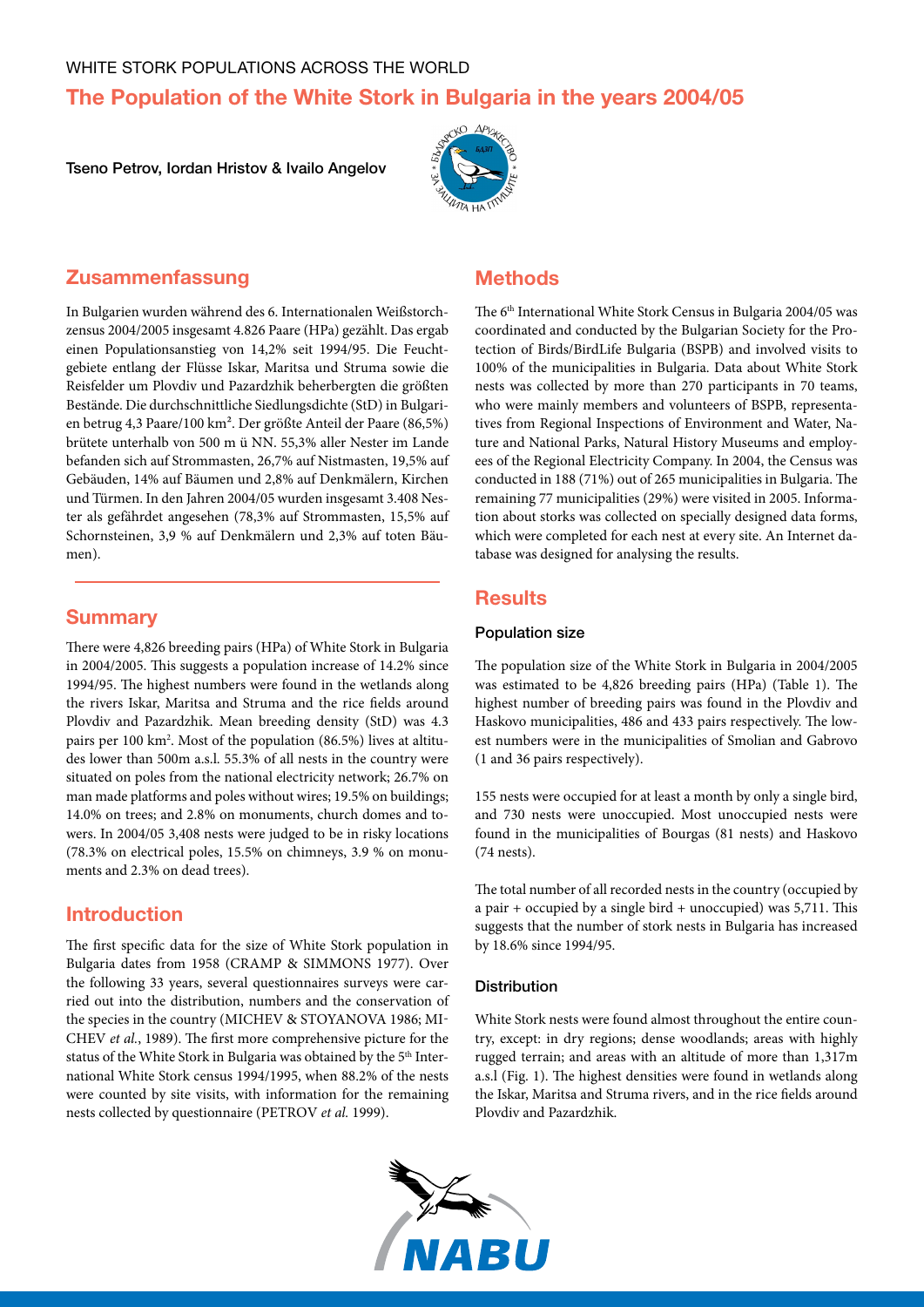WHITE STORK POPULATIONS ACROSS THE WORLD

# The Population of the White Stork in Bulgaria in the years 2004/05

**Tseno Petrov, Iordan Hristov & Ivailo Angelov**

## Zusammenfassung

In Bulgarien wurden während des 6. Internationalen Weißstorchzensus 2004/2005 insgesamt 4.826 Paare (HPa) gezählt. Das ergab einen Populationsanstieg von 14,2% seit 1994/95. Die Feuchtgebiete entlang der Flüsse Iskar, Maritsa und Struma sowie die Reisfelder um Plovdiv und Pazardzhik beherbergten die größten Bestände. Die durchschnittliche Siedlungsdichte (StD) in Bulgarien betrug 4,3 Paare/100 km². Der größte Anteil der Paare (86,5%) brütete unterhalb von 500 m ü NN. 55,3% aller Nester im Lande befanden sich auf Strommasten, 26,7% auf Nistmasten, 19,5% auf Gebäuden, 14% auf Bäumen und 2,8% auf Denkmälern, Kirchen und Türmen. In den Jahren 2004/05 wurden insgesamt 3.408 Nester als gefährdet angesehen (78,3% auf Strommasten, 15,5% auf Schornsteinen, 3,9 % auf Denkmälern und 2,3% auf toten Bäumen).

## Summary

There were 4,826 breeding pairs (HPa) of White Stork in Bulgaria in 2004/2005. This suggests a population increase of 14.2% since 1994/95. The highest numbers were found in the wetlands along the rivers Iskar, Maritsa and Struma and the rice fields around Plovdiv and Pazardzhik. Mean breeding density (StD) was 4.3 pairs per 100 km². Most of the population (86.5%) lives at altitudes lower than 500m a.s.l. 55.3% of all nests in the country were situated on poles from the national electricity network; 26.7% on man made platforms and poles without wires; 19.5% on buildings; 14.0% on trees; and 2.8% on monuments, church domes and towers. In 2004/05 3,408 nests were judged to be in risky locations (78.3% on electrical poles, 15.5% on chimneys, 3.9 % on monuments and 2.3% on dead trees).

## Introduction

The first specific data for the size of White Stork population in Bulgaria dates from 1958 (CRAMP & SIMMONS 1977). Over the following 33 years, several questionnaires surveys were carried out into the distribution, numbers and the conservation of the species in the country (MICHEV & STOYANOVA 1986; MICHEV *et al.*, 1989). The first more comprehensive picture for the status of the White Stork in Bulgaria was obtained by the 5th International White Stork census 1994/1995, when 88.2% of the nests were counted by site visits, with information for the remaining nests collected by questionnaire (PETROV *et al.* 1999).

## Methods

The 6th International White Stork Census in Bulgaria 2004/05 was coordinated and conducted by the Bulgarian Society for the Protection of Birds/BirdLife Bulgaria (BSPB) and involved visits to 100% of the municipalities in Bulgaria. Data about White Stork nests was collected by more than 270 participants in 70 teams, who were mainly members and volunteers of BSPB, representatives from Regional Inspections of Environment and Water, Nature and National Parks, Natural History Museums and employees of the Regional Electricity Company. In 2004, the Census was conducted in 188 (71%) out of 265 municipalities in Bulgaria. The remaining 77 municipalities (29%) were visited in 2005. Information about storks was collected on specially designed data forms, which were completed for each nest at every site. An Internet database was designed for analysing the results.

## Results

### Population size

The population size of the White Stork in Bulgaria in 2004/2005 was estimated to be 4,826 breeding pairs (HPa) (Table 1). The highest number of breeding pairs was found in the Plovdiv and Haskovo municipalities, 486 and 433 pairs respectively. The lowest numbers were in the municipalities of Smolian and Gabrovo (1 and 36 pairs respectively).

155 nests were occupied for at least a month by only a single bird, and 730 nests were unoccupied. Most unoccupied nests were found in the municipalities of Bourgas (81 nests) and Haskovo (74 nests).

The total number of all recorded nests in the country (occupied by a pair + occupied by a single bird + unoccupied) was 5,711. This suggests that the number of stork nests in Bulgaria has increased by 18.6% since 1994/95.

### Distribution

White Stork nests were found almost throughout the entire country, except: in dry regions; dense woodlands; areas with highly rugged terrain; and areas with an altitude of more than 1,317m a.s.l (Fig. 1). The highest densities were found in wetlands along the Iskar, Maritsa and Struma rivers, and in the rice fields around Plovdiv and Pazardzhik.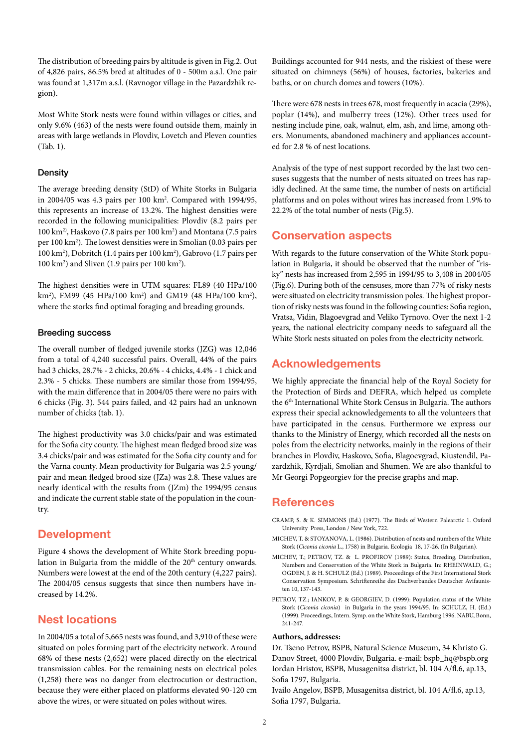The distribution of breeding pairs by altitude is given in Fig.2. Out of 4,826 pairs, 86.5% bred at altitudes of 0 - 500m a.s.l. One pair was found at 1,317m a.s.l. (Ravnogor village in the Pazardzhik region).

Most White Stork nests were found within villages or cities, and only 9.6% (463) of the nests were found outside them, mainly in areas with large wetlands in Plovdiv, Lovetch and Pleven counties (Tab. 1).

### Density

The average breeding density (StD) of White Storks in Bulgaria in 2004/05 was 4.3 pairs per 100 km$^2$. Compared with 1994/95, this represents an increase of 13.2%. The highest densities were recorded in the following municipalities: Plovdiv (8.2 pairs per 100 km$^2$), Haskovo (7.8 pairs per 100 km$^2$) and Montana (7.5 pairs per 100 km$^2$). The lowest densities were in Smolian (0.03 pairs per 100 km$^2$), Dobritch (1.4 pairs per 100 km$^2$), Gabrovo (1.7 pairs per 100 km$^2$) and Sliven (1.9 pairs per 100 km$^2$).

The highest densities were in UTM squares: FL89 (40 HPa/100 km$^2$), FM99 (45 HPa/100 km$^2$) and GM19 (48 HPa/100 km$^2$), where the storks find optimal foraging and breading grounds.

### Breeding success

The overall number of fledged juvenile storks (JZG) was 12,046 from a total of 4,240 successful pairs. Overall, 44% of the pairs had 3 chicks, 28.7% - 2 chicks, 20.6% - 4 chicks, 4.4% - 1 chick and 2.3% - 5 chicks. These numbers are similar those from 1994/95, with the main difference that in 2004/05 there were no pairs with 6 chicks (Fig. 3). 544 pairs failed, and 42 pairs had an unknown number of chicks (tab. 1).

The highest productivity was 3.0 chicks/pair and was estimated for the Sofia city county. The highest mean fledged brood size was 3.4 chicks/pair and was estimated for the Sofia city county and for the Varna county. Mean productivity for Bulgaria was 2.5 young/pair and mean fledged brood size (JZa) was 2.8. These values are nearly identical with the results from (JZm) the 1994/95 census and indicate the current stable state of the population in the country.

## Development

Figure 4 shows the development of White Stork breeding population in Bulgaria from the middle of the 20th century onwards. Numbers were lowest at the end of the 20th century (4,227 pairs). The 2004/05 census suggests that since then numbers have increased by 14.2%.

## Nest locations

In 2004/05 a total of 5,665 nests was found, and 3,910 of these were situated on poles forming part of the electricity network. Around 68% of these nests (2,652) were placed directly on the electrical transmission cables. For the remaining nests on electrical poles (1,258) there was no danger from electrocution or destruction, because they were either placed on platforms elevated 90-120 cm above the wires, or were situated on poles without wires.

Buildings accounted for 944 nests, and the riskiest of these were situated on chimneys (56%) of houses, factories, bakeries and baths, or on church domes and towers (10%).

There were 678 nests in trees 678, most frequently in acacia (29%), poplar (14%), and mulberry trees (12%). Other trees used for nesting include pine, oak, walnut, elm, ash, and lime, among others. Monuments, abandoned machinery and appliances accounted for 2.8 % of nest locations.

Analysis of the type of nest support recorded by the last two censuses suggests that the number of nests situated on trees has rapidly declined. At the same time, the number of nests on artificial platforms and on poles without wires has increased from 1.9% to 22.2% of the total number of nests (Fig.5).

## Conservation aspects

With regards to the future conservation of the White Stork population in Bulgaria, it should be observed that the number of "risky" nests has increased from 2,595 in 1994/95 to 3,408 in 2004/05 (Fig.6). During both of the censuses, more than 77% of risky nests were situated on electricity transmission poles. The highest proportion of risky nests was found in the following counties: Sofia region, Vratsa, Vidin, Blagoevgrad and Veliko Tyrnovo. Over the next 1-2 years, the national electricity company needs to safeguard all the White Stork nests situated on poles from the electricity network.

## Acknowledgements

We highly appreciate the financial help of the Royal Society for the Protection of Birds and DEFRA, which helped us complete the 6th International White Stork Census in Bulgaria. The authors express their special acknowledgements to all the volunteers that have participated in the census. Furthermore we express our thanks to the Ministry of Energy, which recorded all the nests on poles from the electricity networks, mainly in the regions of their branches in Plovdiv, Haskovo, Sofia, Blagoevgrad, Kiustendil, Pazardzhik, Kyrdjali, Smolian and Shumen. We are also thankful to Mr Georgi Popgeorgiev for the precise graphs and map.

## References

CRAMP, S. & K. SIMMONS (Ed.) (1977). The Birds of Western Palearctic 1. Oxford University Press, London / New York, 722.

MICHEV, T. & STOYANOVA, L. (1986). Distribution of nests and numbers of the White Stork (*Ciconia ciconia* L., 1758) in Bulgaria. Ecologia 18, 17-26. (In Bulgarian).

MICHEV, T.; PETROV, TZ. & L. PROFIROV (1989): Status, Breeding, Distribution, Numbers and Conservation of the White Stork in Bulgaria. In: RHEINWALD, G.; OGDEN, J. & H. SCHULZ (Ed.) (1989). Proceedings of the First International Stork Conservation Symposium. Schriftenreihe des Dachverbandes Deutscher Avifaunisten 10, 137-143.

PETROV, TZ.; IANKOV, P. & GEORGIEV, D. (1999): Population status of the White Stork (*Ciconia ciconia*) in Bulgaria in the years 1994/95. In: SCHULZ, H. (Ed.) (1999). Proceedings, Intern. Symp. on the White Stork, Hamburg 1996. NABU, Bonn, 241-247.

**Authors, addresses:**

Dr. Tseno Petrov, BSPB, Natural Science Museum, 34 Khristo G. Danov Street, 4000 Plovdiv, Bulgaria. e-mail: bspb_hq@bspb.org

Iordan Hristov, BSPB, Musagenitsa district, bl. 104 A/fl.6, ap.13, Sofia 1797, Bulgaria.

Ivailo Angelov, BSPB, Musagenitsa district, bl. 104 A/fl.6, ap.13, Sofia 1797, Bulgaria.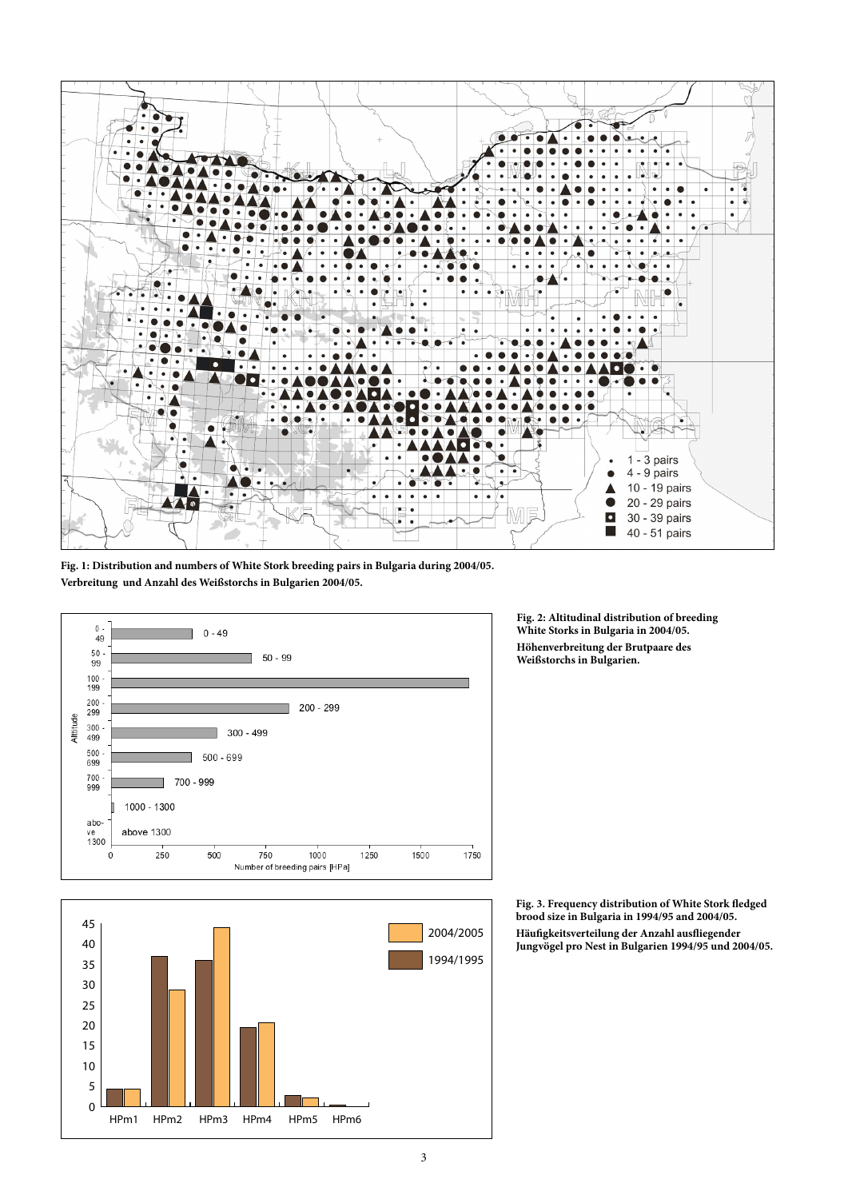**Fig. 1: Distribution and numbers of White Stork breeding pairs in Bulgaria during 2004/05.**
**Verbreitung und Anzahl des Weißstorchs in Bulgarien 2004/05.**

**Fig. 2: Altitudinal distribution of breeding White Storks in Bulgaria in 2004/05.**
**Höhenverbreitung der Brutpaare des Weißstorchs in Bulgarien.**

**Fig. 3. Frequency distribution of White Stork fledged brood size in Bulgaria in 1994/95 and 2004/05.**
**Häufigkeitsverteilung der Anzahl ausfliegender Jungvögel pro Nest in Bulgarien 1994/95 und 2004/05.**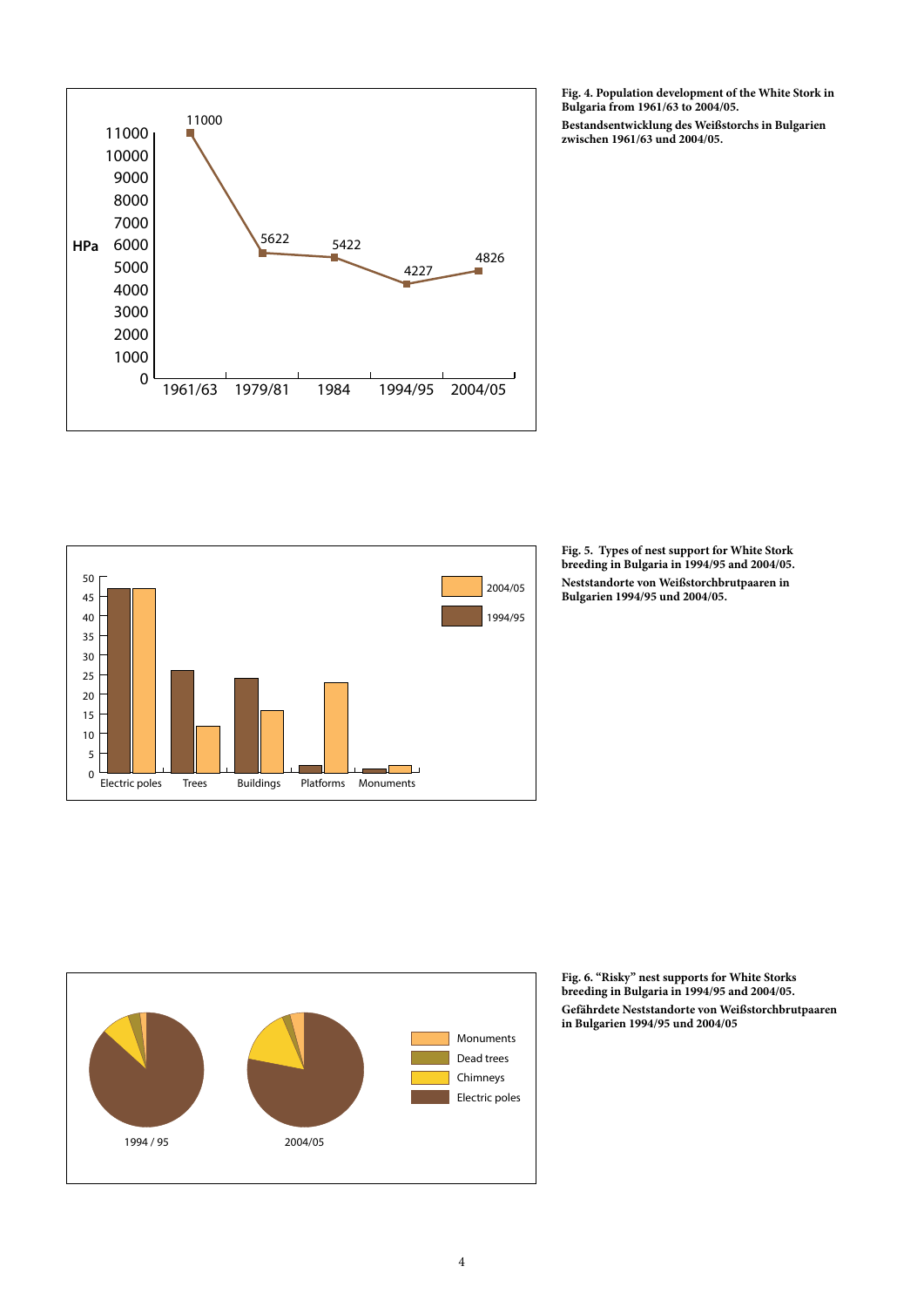**Fig. 4. Population development of the White Stork in Bulgaria from 1961/63 to 2004/05.**

**Bestandsentwicklung des Weißstorchs in Bulgarien zwischen 1961/63 und 2004/05.**

**Fig. 5. Types of nest support for White Stork breeding in Bulgaria in 1994/95 and 2004/05.**

**Neststandorte von Weißstorchbrutpaaren in Bulgarien 1994/95 und 2004/05.**

**Fig. 6. "Risky" nest supports for White Storks breeding in Bulgaria in 1994/95 and 2004/05.**

**Gefährdete Neststandorte von Weißstorchbrutpaaren in Bulgarien 1994/95 und 2004/05**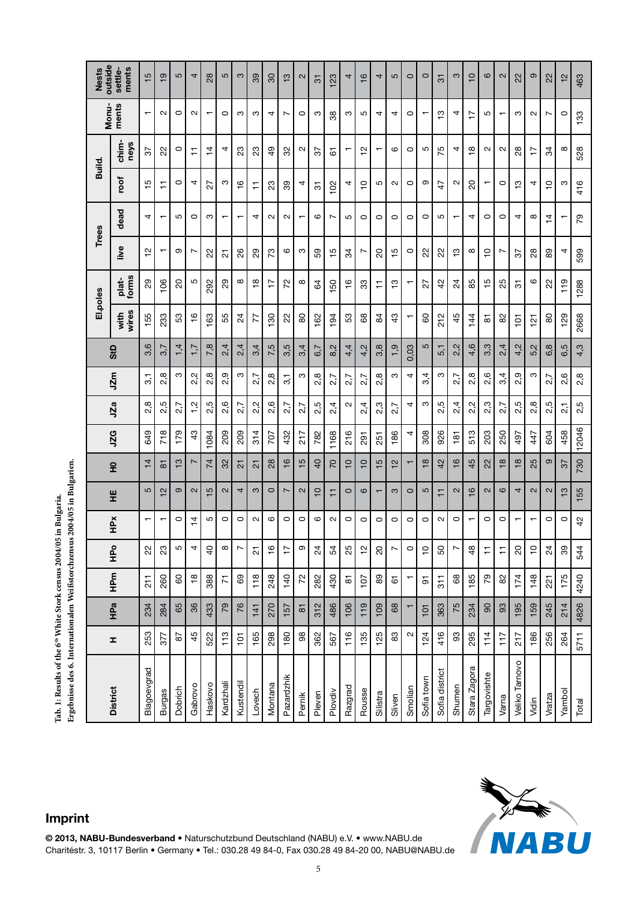**Tab. 1: Results of the 6th White Stork census 2004/05 in Bulgaria.**
**Ergebnisse des 6. Internationalen Weißstorchzensus 2004/05 in Bulgarien.**

| District | H | HPa | HPm | HPo | HPx | HE | H0 | JZG | JZa | JZm | StD | El.poles | | Trees | | Build. | | Monu-ments | Nests outside settle-ments |
|---|---|---|---|---|---|---|---|---|---|---|---|---|---|---|---|---|---|---|---|
| | | | | | | | | | | | | with wires | plat-forms | live | dead | roof | chim-neys | | |
| Blagoevgrad | 253 | 234 | 211 | 22 | 1 | 5 | 14 | 649 | 2,8 | 3,1 | 3,6 | 155 | 29 | 12 | 4 | 15 | 37 | 1 | 15 |
| Burgas | 377 | 284 | 260 | 23 | 1 | 12 | 81 | 718 | 2,5 | 2,8 | 3,7 | 233 | 106 | 1 | 1 | 11 | 22 | 2 | 19 |
| Dobrich | 87 | 65 | 60 | 5 | 0 | 9 | 13 | 179 | 2,7 | 3 | 1,4 | 53 | 20 | 9 | 5 | 0 | 0 | 0 | 5 |
| Gabrovo | 45 | 36 | 18 | 4 | 14 | 2 | 7 | 43 | 1,2 | 2,2 | 1,7 | 16 | 5 | 7 | 0 | 4 | 11 | 2 | 4 |
| Haskovo | 522 | 433 | 388 | 40 | 5 | 15 | 74 | 1084 | 2,5 | 2,8 | 7,8 | 163 | 292 | 22 | 3 | 27 | 14 | 1 | 28 |
| Kardzhali | 113 | 79 | 71 | 8 | 0 | 2 | 32 | 209 | 2,6 | 2,9 | 2,4 | 55 | 29 | 21 | 1 | 3 | 4 | 0 | 5 |
| Kustendil | 101 | 76 | 69 | 7 | 0 | 4 | 21 | 209 | 2,7 | 3 | 2,4 | 24 | 8 | 26 | 1 | 16 | 23 | 3 | 3 |
| Lovech | 165 | 141 | 118 | 21 | 2 | 3 | 21 | 314 | 2,2 | 2,7 | 3,4 | 77 | 18 | 29 | 4 | 11 | 23 | 3 | 39 |
| Montana | 298 | 270 | 248 | 16 | 6 | 0 | 28 | 707 | 2,6 | 2,8 | 7,5 | 130 | 17 | 73 | 2 | 23 | 49 | 4 | 30 |
| Pazardzhik | 180 | 157 | 140 | 17 | 0 | 7 | 16 | 432 | 2,7 | 3,1 | 3,5 | 22 | 72 | 6 | 2 | 39 | 32 | 7 | 13 |
| Pernik | 98 | 81 | 72 | 9 | 0 | 2 | 15 | 217 | 2,7 | 3 | 3,4 | 80 | 8 | 3 | 1 | 4 | 2 | 0 | 2 |
| Pleven | 362 | 312 | 282 | 24 | 6 | 10 | 40 | 782 | 2,5 | 2,8 | 6,7 | 162 | 64 | 59 | 6 | 31 | 37 | 3 | 31 |
| Plovdiv | 567 | 486 | 430 | 54 | 2 | 11 | 70 | 1168 | 2,4 | 2,7 | 8,2 | 194 | 150 | 15 | 7 | 102 | 61 | 38 | 123 |
| Razgrad | 116 | 106 | 81 | 25 | 0 | 0 | 10 | 216 | 2 | 2,7 | 4,4 | 53 | 16 | 34 | 5 | 4 | 1 | 3 | 4 |
| Rousse | 135 | 119 | 107 | 12 | 0 | 6 | 10 | 291 | 2,4 | 2,7 | 4,2 | 68 | 33 | 7 | 0 | 10 | 12 | 5 | 16 |
| Silistra | 125 | 109 | 89 | 20 | 0 | 1 | 15 | 251 | 2,3 | 2,8 | 3,8 | 84 | 11 | 20 | 0 | 5 | 1 | 4 | 4 |
| Sliven | 83 | 68 | 61 | 7 | 0 | 3 | 12 | 186 | 2,7 | 3 | 1,9 | 43 | 13 | 15 | 0 | 2 | 6 | 4 | 5 |
| Smolian | 2 | 1 | 1 | 0 | 0 | 0 | 1 | 4 | 4 | 4 | 0,03 | 1 | 1 | 0 | 0 | 0 | 0 | 0 | 0 |
| Sofia town | 124 | 101 | 91 | 10 | 0 | 5 | 18 | 308 | 3 | 3,4 | 5 | 60 | 27 | 22 | 0 | 9 | 5 | 1 | 0 |
| Sofia district | 416 | 363 | 311 | 50 | 2 | 11 | 42 | 926 | 2,5 | 3 | 5,1 | 212 | 42 | 22 | 5 | 47 | 75 | 13 | 31 |
| Shumen | 93 | 75 | 68 | 7 | 0 | 2 | 16 | 181 | 2,4 | 2,7 | 2,2 | 45 | 24 | 13 | 1 | 2 | 4 | 4 | 3 |
| Stara Zagora | 295 | 234 | 185 | 48 | 1 | 16 | 45 | 513 | 2,2 | 2,8 | 4,6 | 144 | 85 | 8 | 4 | 20 | 18 | 17 | 10 |
| Targovishte | 114 | 90 | 79 | 11 | 0 | 2 | 22 | 203 | 2,3 | 2,6 | 3,3 | 81 | 15 | 10 | 0 | 1 | 2 | 5 | 6 |
| Varna | 117 | 93 | 82 | 11 | 0 | 6 | 18 | 250 | 2,7 | 3,4 | 2,4 | 82 | 25 | 7 | 0 | 0 | 2 | 1 | 2 |
| Veliko Tarnovo | 217 | 195 | 174 | 20 | 1 | 4 | 18 | 497 | 2,5 | 2,9 | 4,2 | 101 | 31 | 37 | 4 | 13 | 28 | 3 | 22 |
| Vidin | 186 | 159 | 148 | 10 | 1 | 2 | 25 | 447 | 2,8 | 3 | 5,2 | 121 | 6 | 28 | 8 | 4 | 17 | 2 | 9 |
| Vratza | 256 | 245 | 221 | 24 | 0 | 2 | 9 | 604 | 2,5 | 2,7 | 6,8 | 80 | 22 | 89 | 14 | 10 | 34 | 7 | 22 |
| Yambol | 264 | 214 | 175 | 39 | 0 | 13 | 37 | 458 | 2,1 | 2,6 | 6,5 | 129 | 119 | 4 | 1 | 3 | 8 | 0 | 12 |
| Total | 5711 | 4826 | 4240 | 544 | 42 | 155 | 730 | 12046 | 2,5 | 2,8 | 4,3 | 2668 | 1288 | 599 | 79 | 416 | 528 | 133 | 463 |

## Imprint

**© 2013, NABU-Bundesverband** • Naturschutzbund Deutschland (NABU) e.V. • www.NABU.de
Charitéstr. 3, 10117 Berlin • Germany • Tel.: 030.28 49 84-0, Fax 030.28 49 84-20 00, NABU@NABU.de